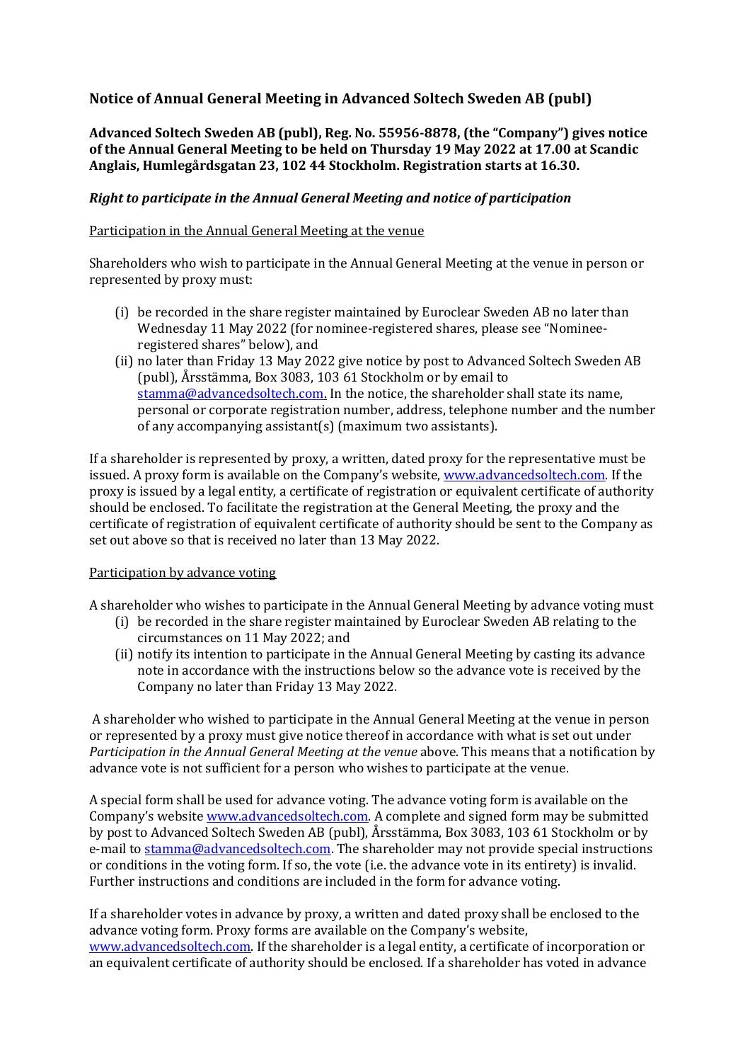# Notice of Annual General Meeting in Advanced Soltech Sweden AB (publ)

**Advanced Soltech Sweden AB (publ), Reg. No. 55956-8878, (the "Company") gives notice of the Annual General Meeting to be held on Thursday 19 May 2022 at 17.00 at Scandic Anglais, Humlegårdsgatan 23, 102 44 Stockholm. Registration starts at 16.30.**

***Right to participate in the Annual General Meeting and notice of participation***

Participation in the Annual General Meeting at the venue

Shareholders who wish to participate in the Annual General Meeting at the venue in person or represented by proxy must:

(i) be recorded in the share register maintained by Euroclear Sweden AB no later than Wednesday 11 May 2022 (for nominee-registered shares, please see "Nominee-registered shares" below), and
(ii) no later than Friday 13 May 2022 give notice by post to Advanced Soltech Sweden AB (publ), Årsstämma, Box 3083, 103 61 Stockholm or by email to stamma@advancedsoltech.com. In the notice, the shareholder shall state its name, personal or corporate registration number, address, telephone number and the number of any accompanying assistant(s) (maximum two assistants).

If a shareholder is represented by proxy, a written, dated proxy for the representative must be issued. A proxy form is available on the Company's website, www.advancedsoltech.com. If the proxy is issued by a legal entity, a certificate of registration or equivalent certificate of authority should be enclosed. To facilitate the registration at the General Meeting, the proxy and the certificate of registration of equivalent certificate of authority should be sent to the Company as set out above so that is received no later than 13 May 2022.

Participation by advance voting

A shareholder who wishes to participate in the Annual General Meeting by advance voting must

(i) be recorded in the share register maintained by Euroclear Sweden AB relating to the circumstances on 11 May 2022; and
(ii) notify its intention to participate in the Annual General Meeting by casting its advance note in accordance with the instructions below so the advance vote is received by the Company no later than Friday 13 May 2022.

A shareholder who wished to participate in the Annual General Meeting at the venue in person or represented by a proxy must give notice thereof in accordance with what is set out under *Participation in the Annual General Meeting at the venue* above. This means that a notification by advance vote is not sufficient for a person who wishes to participate at the venue.

A special form shall be used for advance voting. The advance voting form is available on the Company's website www.advancedsoltech.com. A complete and signed form may be submitted by post to Advanced Soltech Sweden AB (publ), Årsstämma, Box 3083, 103 61 Stockholm or by e-mail to stamma@advancedsoltech.com. The shareholder may not provide special instructions or conditions in the voting form. If so, the vote (i.e. the advance vote in its entirety) is invalid. Further instructions and conditions are included in the form for advance voting.

If a shareholder votes in advance by proxy, a written and dated proxy shall be enclosed to the advance voting form. Proxy forms are available on the Company's website, www.advancedsoltech.com. If the shareholder is a legal entity, a certificate of incorporation or an equivalent certificate of authority should be enclosed. If a shareholder has voted in advance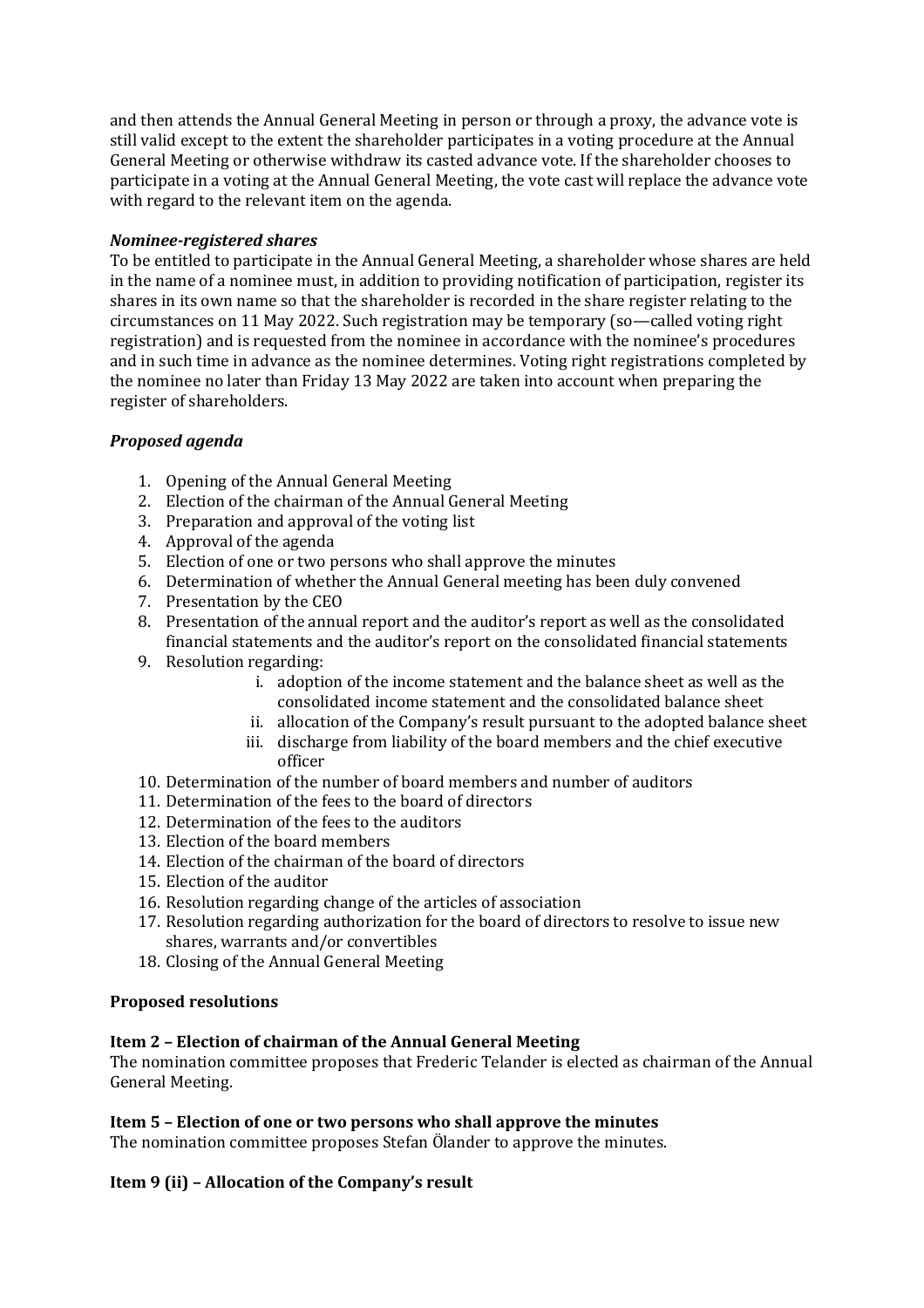and then attends the Annual General Meeting in person or through a proxy, the advance vote is still valid except to the extent the shareholder participates in a voting procedure at the Annual General Meeting or otherwise withdraw its casted advance vote. If the shareholder chooses to participate in a voting at the Annual General Meeting, the vote cast will replace the advance vote with regard to the relevant item on the agenda.

***Nominee-registered shares***

To be entitled to participate in the Annual General Meeting, a shareholder whose shares are held in the name of a nominee must, in addition to providing notification of participation, register its shares in its own name so that the shareholder is recorded in the share register relating to the circumstances on 11 May 2022. Such registration may be temporary (so—called voting right registration) and is requested from the nominee in accordance with the nominee's procedures and in such time in advance as the nominee determines. Voting right registrations completed by the nominee no later than Friday 13 May 2022 are taken into account when preparing the register of shareholders.

***Proposed agenda***

1. Opening of the Annual General Meeting
2. Election of the chairman of the Annual General Meeting
3. Preparation and approval of the voting list
4. Approval of the agenda
5. Election of one or two persons who shall approve the minutes
6. Determination of whether the Annual General meeting has been duly convened
7. Presentation by the CEO
8. Presentation of the annual report and the auditor's report as well as the consolidated financial statements and the auditor's report on the consolidated financial statements
9. Resolution regarding:
    i. adoption of the income statement and the balance sheet as well as the consolidated income statement and the consolidated balance sheet
    ii. allocation of the Company's result pursuant to the adopted balance sheet
    iii. discharge from liability of the board members and the chief executive officer
10. Determination of the number of board members and number of auditors
11. Determination of the fees to the board of directors
12. Determination of the fees to the auditors
13. Election of the board members
14. Election of the chairman of the board of directors
15. Election of the auditor
16. Resolution regarding change of the articles of association
17. Resolution regarding authorization for the board of directors to resolve to issue new shares, warrants and/or convertibles
18. Closing of the Annual General Meeting

**Proposed resolutions**

**Item 2 – Election of chairman of the Annual General Meeting**

The nomination committee proposes that Frederic Telander is elected as chairman of the Annual General Meeting.

**Item 5 – Election of one or two persons who shall approve the minutes**

The nomination committee proposes Stefan Ölander to approve the minutes.

**Item 9 (ii) – Allocation of the Company's result**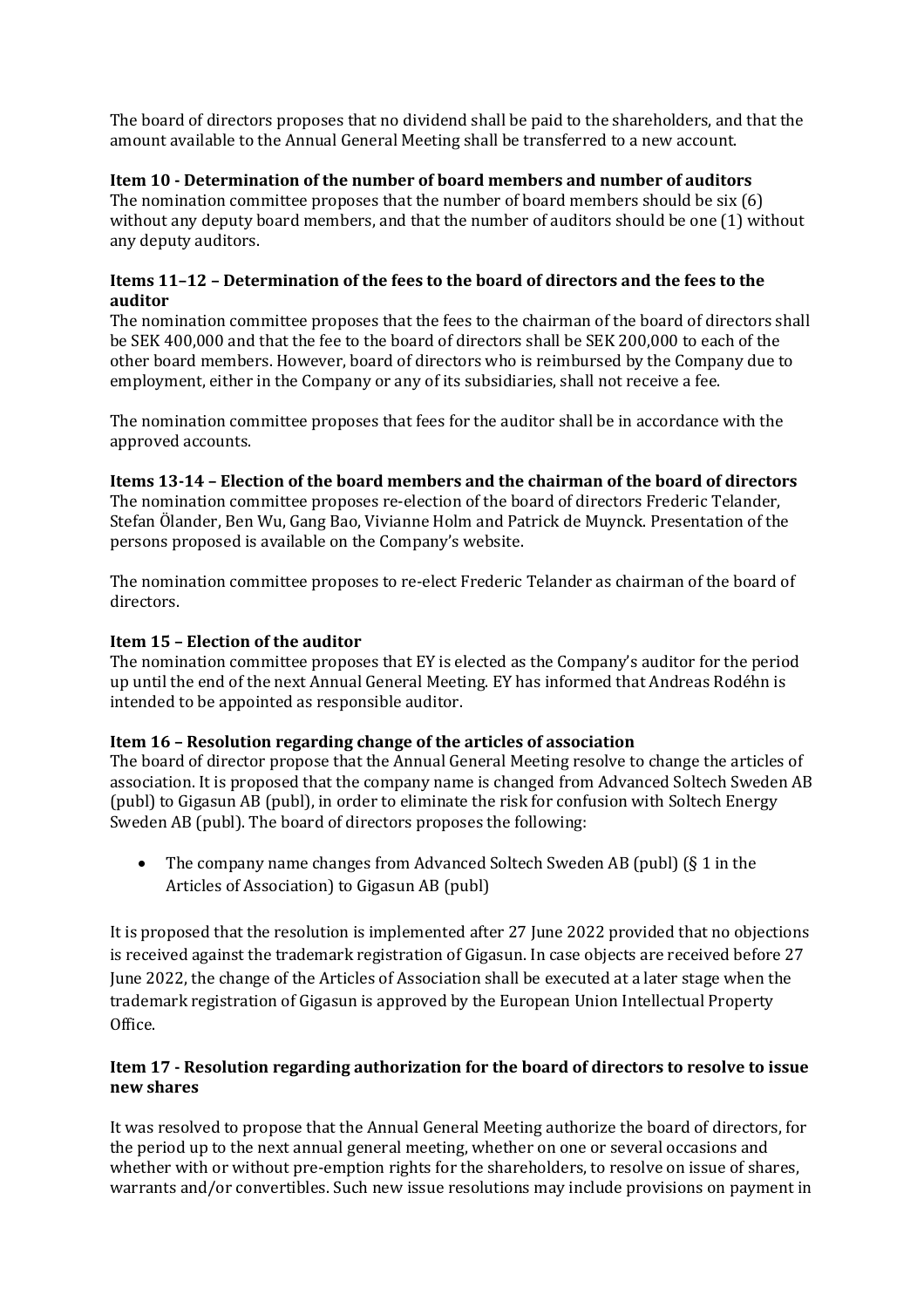The board of directors proposes that no dividend shall be paid to the shareholders, and that the amount available to the Annual General Meeting shall be transferred to a new account.

**Item 10 - Determination of the number of board members and number of auditors**
The nomination committee proposes that the number of board members should be six (6) without any deputy board members, and that the number of auditors should be one (1) without any deputy auditors.

**Items 11–12 – Determination of the fees to the board of directors and the fees to the auditor**
The nomination committee proposes that the fees to the chairman of the board of directors shall be SEK 400,000 and that the fee to the board of directors shall be SEK 200,000 to each of the other board members. However, board of directors who is reimbursed by the Company due to employment, either in the Company or any of its subsidiaries, shall not receive a fee.

The nomination committee proposes that fees for the auditor shall be in accordance with the approved accounts.

**Items 13-14 – Election of the board members and the chairman of the board of directors**
The nomination committee proposes re-election of the board of directors Frederic Telander, Stefan Ölander, Ben Wu, Gang Bao, Vivianne Holm and Patrick de Muynck. Presentation of the persons proposed is available on the Company's website.

The nomination committee proposes to re-elect Frederic Telander as chairman of the board of directors.

**Item 15 – Election of the auditor**
The nomination committee proposes that EY is elected as the Company's auditor for the period up until the end of the next Annual General Meeting. EY has informed that Andreas Rodéhn is intended to be appointed as responsible auditor.

**Item 16 – Resolution regarding change of the articles of association**
The board of director propose that the Annual General Meeting resolve to change the articles of association. It is proposed that the company name is changed from Advanced Soltech Sweden AB (publ) to Gigasun AB (publ), in order to eliminate the risk for confusion with Soltech Energy Sweden AB (publ). The board of directors proposes the following:

- The company name changes from Advanced Soltech Sweden AB (publ) (§ 1 in the Articles of Association) to Gigasun AB (publ)

It is proposed that the resolution is implemented after 27 June 2022 provided that no objections is received against the trademark registration of Gigasun. In case objects are received before 27 June 2022, the change of the Articles of Association shall be executed at a later stage when the trademark registration of Gigasun is approved by the European Union Intellectual Property Office.

**Item 17 - Resolution regarding authorization for the board of directors to resolve to issue new shares**

It was resolved to propose that the Annual General Meeting authorize the board of directors, for the period up to the next annual general meeting, whether on one or several occasions and whether with or without pre-emption rights for the shareholders, to resolve on issue of shares, warrants and/or convertibles. Such new issue resolutions may include provisions on payment in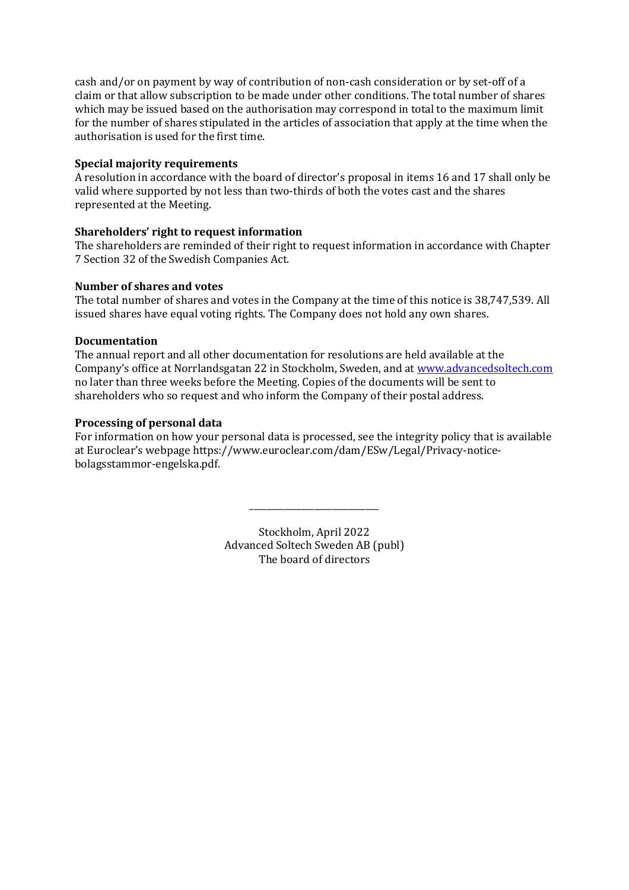cash and/or on payment by way of contribution of non-cash consideration or by set-off of a claim or that allow subscription to be made under other conditions. The total number of shares which may be issued based on the authorisation may correspond in total to the maximum limit for the number of shares stipulated in the articles of association that apply at the time when the authorisation is used for the first time.

**Special majority requirements**
A resolution in accordance with the board of director's proposal in items 16 and 17 shall only be valid where supported by not less than two-thirds of both the votes cast and the shares represented at the Meeting.

**Shareholders' right to request information**
The shareholders are reminded of their right to request information in accordance with Chapter 7 Section 32 of the Swedish Companies Act.

**Number of shares and votes**
The total number of shares and votes in the Company at the time of this notice is 38,747,539. All issued shares have equal voting rights. The Company does not hold any own shares.

**Documentation**
The annual report and all other documentation for resolutions are held available at the Company's office at Norrlandsgatan 22 in Stockholm, Sweden, and at www.advancedsoltech.com no later than three weeks before the Meeting. Copies of the documents will be sent to shareholders who so request and who inform the Company of their postal address.

**Processing of personal data**
For information on how your personal data is processed, see the integrity policy that is available at Euroclear's webpage https://www.euroclear.com/dam/ESw/Legal/Privacy-notice-bolagsstammor-engelska.pdf.

\_\_\_\_\_\_\_\_\_\_\_\_\_\_\_\_\_\_\_\_\_\_\_\_\_\_

Stockholm, April 2022
Advanced Soltech Sweden AB (publ)
The board of directors